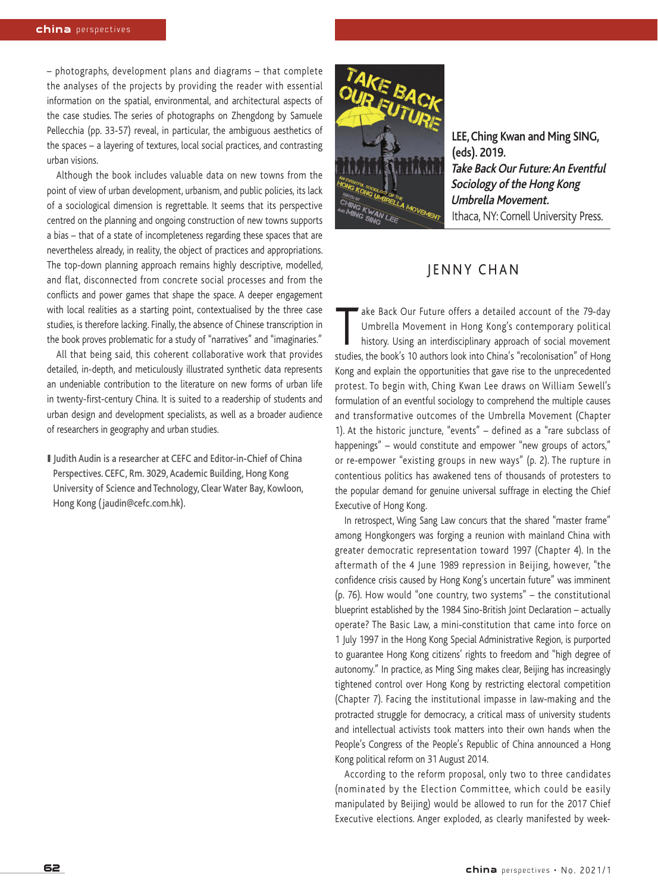– photographs, development plans and diagrams – that complete the analyses of the projects by providing the reader with essential information on the spatial, environmental, and architectural aspects of the case studies. The series of photographs on Zhengdong by Samuele Pellecchia (pp. 33-57) reveal, in particular, the ambiguous aesthetics of the spaces – a layering of textures, local social practices, and contrasting urban visions.

Although the book includes valuable data on new towns from the point of view of urban development, urbanism, and public policies, its lack of a sociological dimension is regrettable. It seems that its perspective centred on the planning and ongoing construction of new towns supports a bias – that of a state of incompleteness regarding these spaces that are nevertheless already, in reality, the object of practices and appropriations. The top-down planning approach remains highly descriptive, modelled, and flat, disconnected from concrete social processes and from the conflicts and power games that shape the space. A deeper engagement with local realities as a starting point, contextualised by the three case studies, is therefore lacking. Finally, the absence of Chinese transcription in the book proves problematic for a study of "narratives" and "imaginaries."

All that being said, this coherent collaborative work that provides detailed, in-depth, and meticulously illustrated synthetic data represents an undeniable contribution to the literature on new forms of urban life in twenty-first-century China. It is suited to a readership of students and urban design and development specialists, as well as a broader audience of researchers in geography and urban studies.

**Judith Audin is a researcher at CEFC and Editor-in-Chief of China Perspectives. CEFC, Rm. 3029, Academic Building, Hong Kong University of Science and Technology, Clear Water Bay, Kowloon, Hong Kong (jaudin@cefc.com.hk).**

---

**LEE, Ching Kwan and Ming SING, (eds). 2019.**
***Take Back Our Future: An Eventful Sociology of the Hong Kong Umbrella Movement.***
Ithaca, NY: Cornell University Press.

## JENNY CHAN

Take Back Our Future offers a detailed account of the 79-day Umbrella Movement in Hong Kong's contemporary political history. Using an interdisciplinary approach of social movement studies, the book's 10 authors look into China's "recolonisation" of Hong Kong and explain the opportunities that gave rise to the unprecedented protest. To begin with, Ching Kwan Lee draws on William Sewell's formulation of an eventful sociology to comprehend the multiple causes and transformative outcomes of the Umbrella Movement (Chapter 1). At the historic juncture, "events" – defined as a "rare subclass of happenings" – would constitute and empower "new groups of actors," or re-empower "existing groups in new ways" (p. 2). The rupture in contentious politics has awakened tens of thousands of protesters to the popular demand for genuine universal suffrage in electing the Chief Executive of Hong Kong.

In retrospect, Wing Sang Law concurs that the shared "master frame" among Hongkongers was forging a reunion with mainland China with greater democratic representation toward 1997 (Chapter 4). In the aftermath of the 4 June 1989 repression in Beijing, however, "the confidence crisis caused by Hong Kong's uncertain future" was imminent (p. 76). How would "one country, two systems" – the constitutional blueprint established by the 1984 Sino-British Joint Declaration – actually operate? The Basic Law, a mini-constitution that came into force on 1 July 1997 in the Hong Kong Special Administrative Region, is purported to guarantee Hong Kong citizens' rights to freedom and "high degree of autonomy." In practice, as Ming Sing makes clear, Beijing has increasingly tightened control over Hong Kong by restricting electoral competition (Chapter 7). Facing the institutional impasse in law-making and the protracted struggle for democracy, a critical mass of university students and intellectual activists took matters into their own hands when the People's Congress of the People's Republic of China announced a Hong Kong political reform on 31 August 2014.

According to the reform proposal, only two to three candidates (nominated by the Election Committee, which could be easily manipulated by Beijing) would be allowed to run for the 2017 Chief Executive elections. Anger exploded, as clearly manifested by week-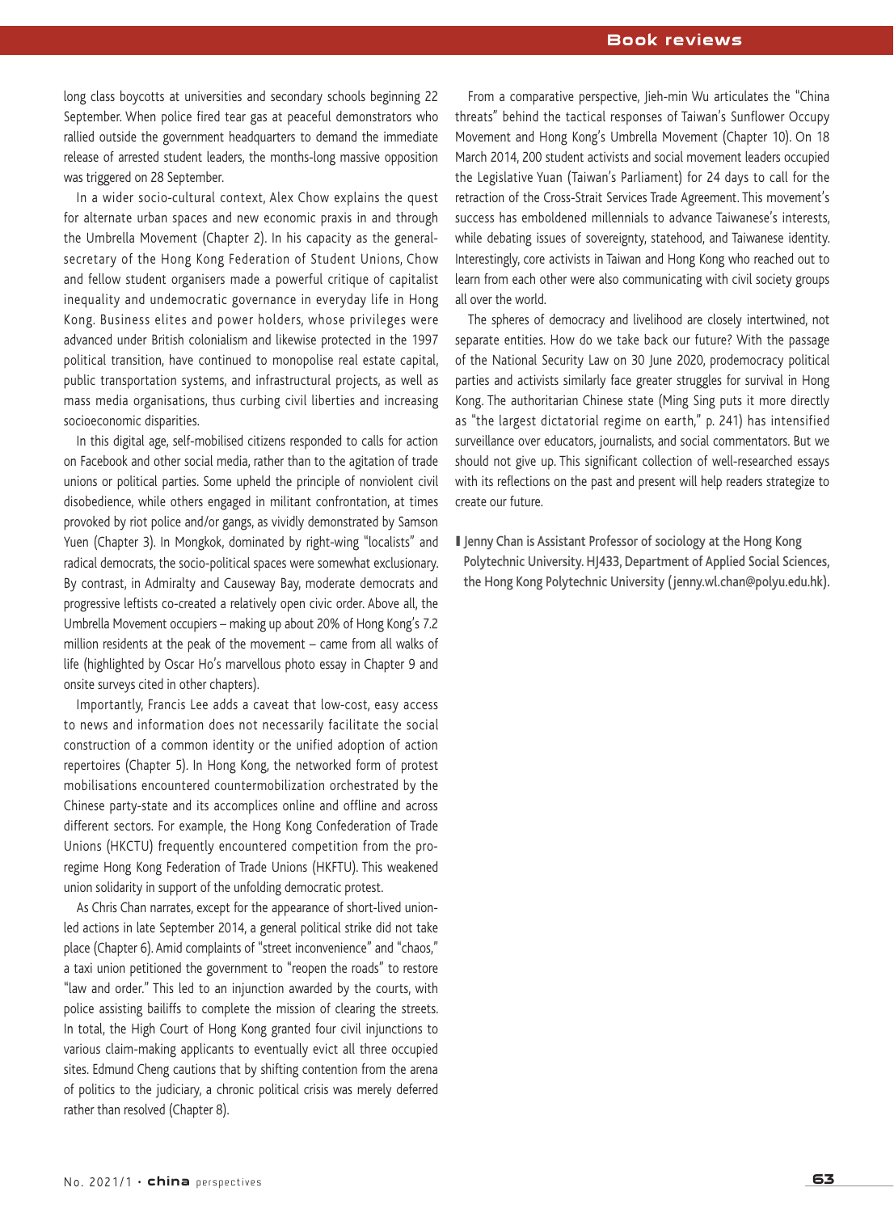long class boycotts at universities and secondary schools beginning 22 September. When police fired tear gas at peaceful demonstrators who rallied outside the government headquarters to demand the immediate release of arrested student leaders, the months-long massive opposition was triggered on 28 September.

In a wider socio-cultural context, Alex Chow explains the quest for alternate urban spaces and new economic praxis in and through the Umbrella Movement (Chapter 2). In his capacity as the general-secretary of the Hong Kong Federation of Student Unions, Chow and fellow student organisers made a powerful critique of capitalist inequality and undemocratic governance in everyday life in Hong Kong. Business elites and power holders, whose privileges were advanced under British colonialism and likewise protected in the 1997 political transition, have continued to monopolise real estate capital, public transportation systems, and infrastructural projects, as well as mass media organisations, thus curbing civil liberties and increasing socioeconomic disparities.

In this digital age, self-mobilised citizens responded to calls for action on Facebook and other social media, rather than to the agitation of trade unions or political parties. Some upheld the principle of nonviolent civil disobedience, while others engaged in militant confrontation, at times provoked by riot police and/or gangs, as vividly demonstrated by Samson Yuen (Chapter 3). In Mongkok, dominated by right-wing "localists" and radical democrats, the socio-political spaces were somewhat exclusionary. By contrast, in Admiralty and Causeway Bay, moderate democrats and progressive leftists co-created a relatively open civic order. Above all, the Umbrella Movement occupiers – making up about 20% of Hong Kong's 7.2 million residents at the peak of the movement – came from all walks of life (highlighted by Oscar Ho's marvellous photo essay in Chapter 9 and onsite surveys cited in other chapters).

Importantly, Francis Lee adds a caveat that low-cost, easy access to news and information does not necessarily facilitate the social construction of a common identity or the unified adoption of action repertoires (Chapter 5). In Hong Kong, the networked form of protest mobilisations encountered countermobilization orchestrated by the Chinese party-state and its accomplices online and offline and across different sectors. For example, the Hong Kong Confederation of Trade Unions (HKCTU) frequently encountered competition from the pro-regime Hong Kong Federation of Trade Unions (HKFTU). This weakened union solidarity in support of the unfolding democratic protest.

As Chris Chan narrates, except for the appearance of short-lived union-led actions in late September 2014, a general political strike did not take place (Chapter 6). Amid complaints of "street inconvenience" and "chaos," a taxi union petitioned the government to "reopen the roads" to restore "law and order." This led to an injunction awarded by the courts, with police assisting bailiffs to complete the mission of clearing the streets. In total, the High Court of Hong Kong granted four civil injunctions to various claim-making applicants to eventually evict all three occupied sites. Edmund Cheng cautions that by shifting contention from the arena of politics to the judiciary, a chronic political crisis was merely deferred rather than resolved (Chapter 8).

From a comparative perspective, Jieh-min Wu articulates the "China threats" behind the tactical responses of Taiwan's Sunflower Occupy Movement and Hong Kong's Umbrella Movement (Chapter 10). On 18 March 2014, 200 student activists and social movement leaders occupied the Legislative Yuan (Taiwan's Parliament) for 24 days to call for the retraction of the Cross-Strait Services Trade Agreement. This movement's success has emboldened millennials to advance Taiwanese's interests, while debating issues of sovereignty, statehood, and Taiwanese identity. Interestingly, core activists in Taiwan and Hong Kong who reached out to learn from each other were also communicating with civil society groups all over the world.

The spheres of democracy and livelihood are closely intertwined, not separate entities. How do we take back our future? With the passage of the National Security Law on 30 June 2020, prodemocracy political parties and activists similarly face greater struggles for survival in Hong Kong. The authoritarian Chinese state (Ming Sing puts it more directly as "the largest dictatorial regime on earth," p. 241) has intensified surveillance over educators, journalists, and social commentators. But we should not give up. This significant collection of well-researched essays with its reflections on the past and present will help readers strategize to create our future.

**Jenny Chan is Assistant Professor of sociology at the Hong Kong Polytechnic University. HJ433, Department of Applied Social Sciences, the Hong Kong Polytechnic University (jenny.wl.chan@polyu.edu.hk).**